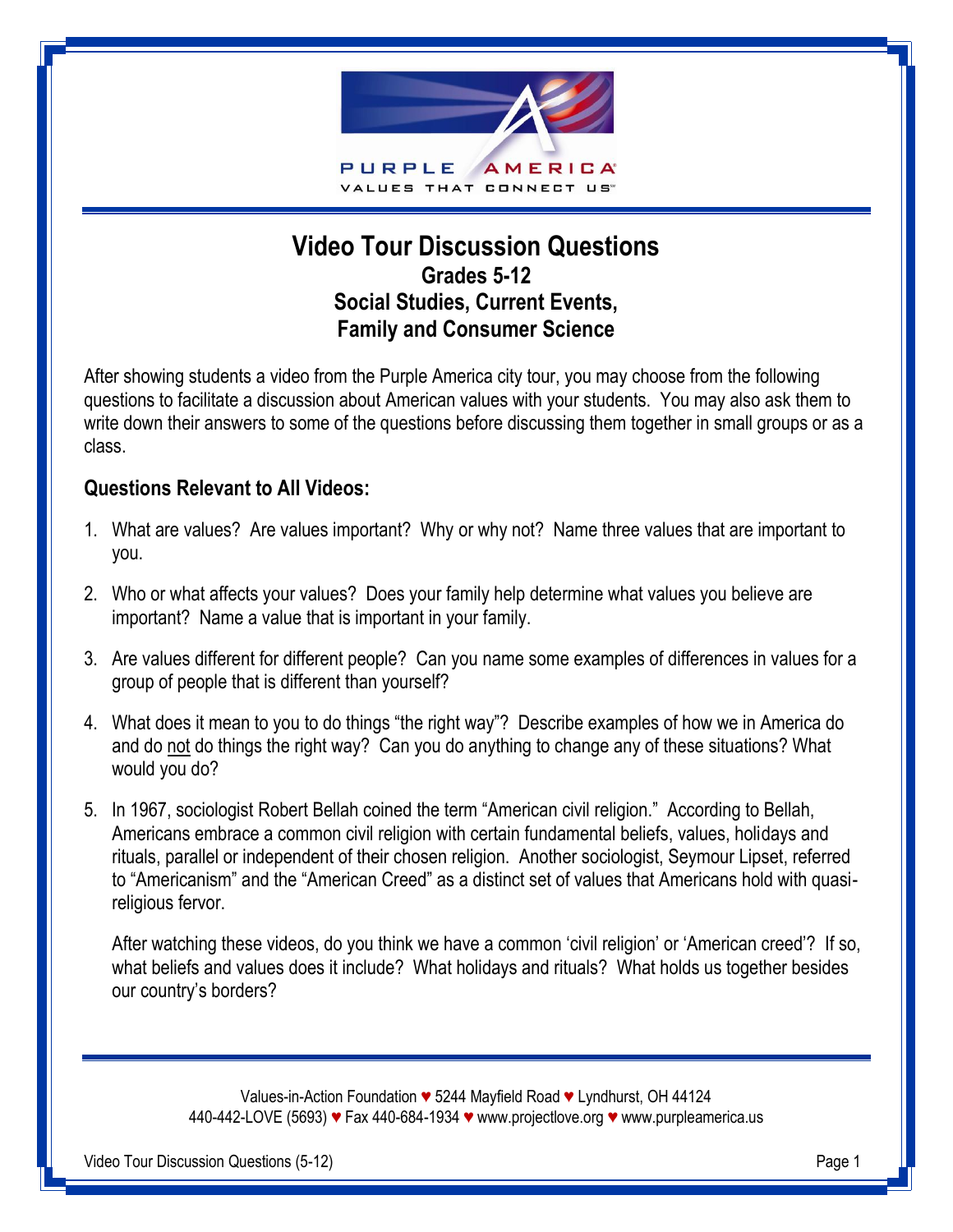PURPLE AMERICA

VALUES THAT CONNECT US

# Video Tour Discussion Questions

## Grades 5-12
## Social Studies, Current Events, Family and Consumer Science

After showing students a video from the Purple America city tour, you may choose from the following questions to facilitate a discussion about American values with your students. You may also ask them to write down their answers to some of the questions before discussing them together in small groups or as a class.

### Questions Relevant to All Videos:

1. What are values? Are values important? Why or why not? Name three values that are important to you.

2. Who or what affects your values? Does your family help determine what values you believe are important? Name a value that is important in your family.

3. Are values different for different people? Can you name some examples of differences in values for a group of people that is different than yourself?

4. What does it mean to you to do things "the right way"? Describe examples of how we in America do and do not do things the right way? Can you do anything to change any of these situations? What would you do?

5. In 1967, sociologist Robert Bellah coined the term "American civil religion." According to Bellah, Americans embrace a common civil religion with certain fundamental beliefs, values, holidays and rituals, parallel or independent of their chosen religion. Another sociologist, Seymour Lipset, referred to "Americanism" and the "American Creed" as a distinct set of values that Americans hold with quasi-religious fervor.

   After watching these videos, do you think we have a common 'civil religion' or 'American creed'? If so, what beliefs and values does it include? What holidays and rituals? What holds us together besides our country's borders?

Values-in-Action Foundation ♥ 5244 Mayfield Road ♥ Lyndhurst, OH 44124
440-442-LOVE (5693) ♥ Fax 440-684-1934 ♥ www.projectlove.org ♥ www.purpleamerica.us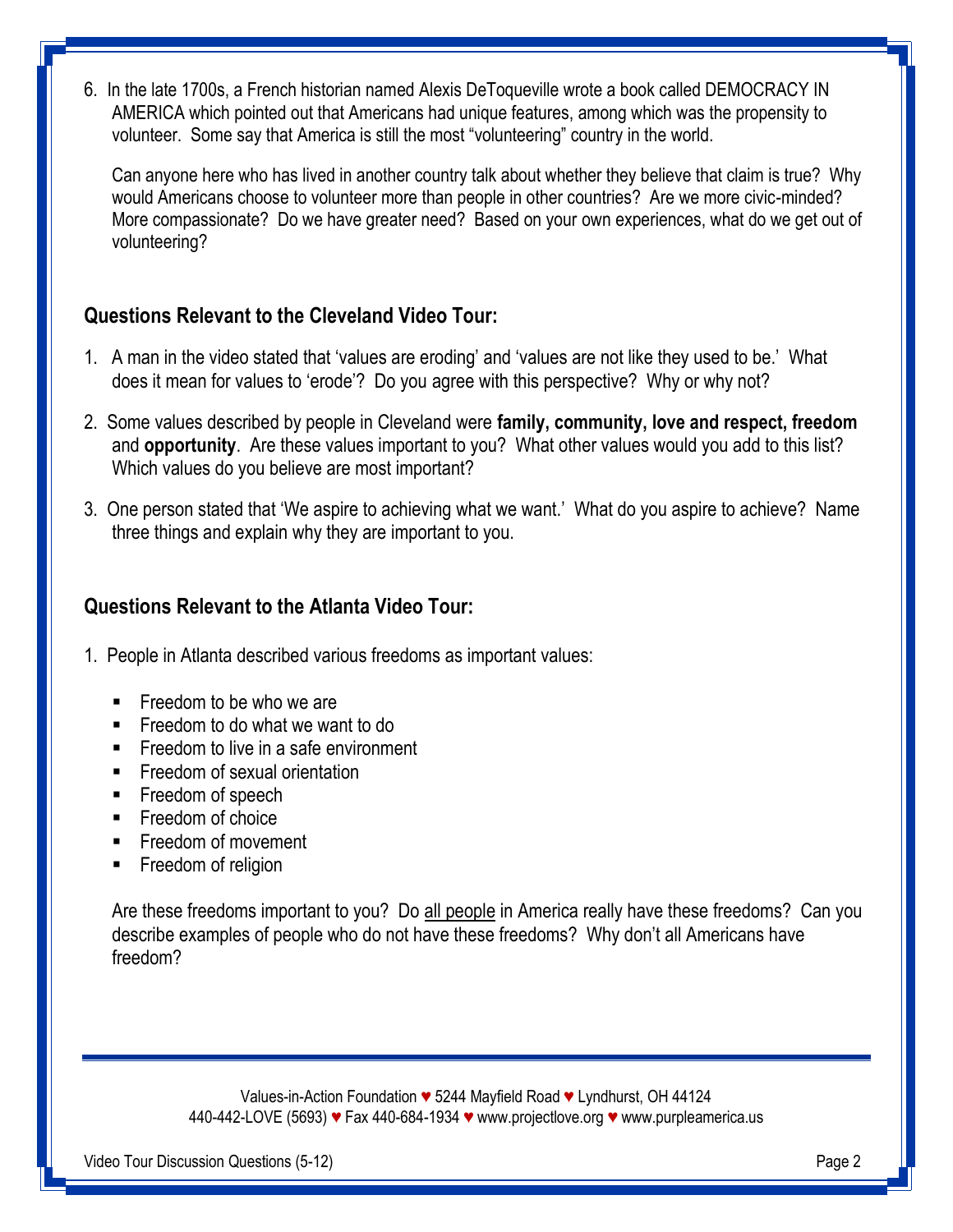6. In the late 1700s, a French historian named Alexis DeToqueville wrote a book called DEMOCRACY IN AMERICA which pointed out that Americans had unique features, among which was the propensity to volunteer. Some say that America is still the most "volunteering" country in the world.

   Can anyone here who has lived in another country talk about whether they believe that claim is true? Why would Americans choose to volunteer more than people in other countries? Are we more civic-minded? More compassionate? Do we have greater need? Based on your own experiences, what do we get out of volunteering?

### Questions Relevant to the Cleveland Video Tour:

1. A man in the video stated that 'values are eroding' and 'values are not like they used to be.' What does it mean for values to 'erode'? Do you agree with this perspective? Why or why not?

2. Some values described by people in Cleveland were **family, community, love and respect, freedom** and **opportunity**. Are these values important to you? What other values would you add to this list? Which values do you believe are most important?

3. One person stated that 'We aspire to achieving what we want.' What do you aspire to achieve? Name three things and explain why they are important to you.

### Questions Relevant to the Atlanta Video Tour:

1. People in Atlanta described various freedoms as important values:

   - Freedom to be who we are
   - Freedom to do what we want to do
   - Freedom to live in a safe environment
   - Freedom of sexual orientation
   - Freedom of speech
   - Freedom of choice
   - Freedom of movement
   - Freedom of religion

   Are these freedoms important to you? Do <u>all people</u> in America really have these freedoms? Can you describe examples of people who do not have these freedoms? Why don't all Americans have freedom?

Values-in-Action Foundation ♥ 5244 Mayfield Road ♥ Lyndhurst, OH 44124
440-442-LOVE (5693) ♥ Fax 440-684-1934 ♥ www.projectlove.org ♥ www.purpleamerica.us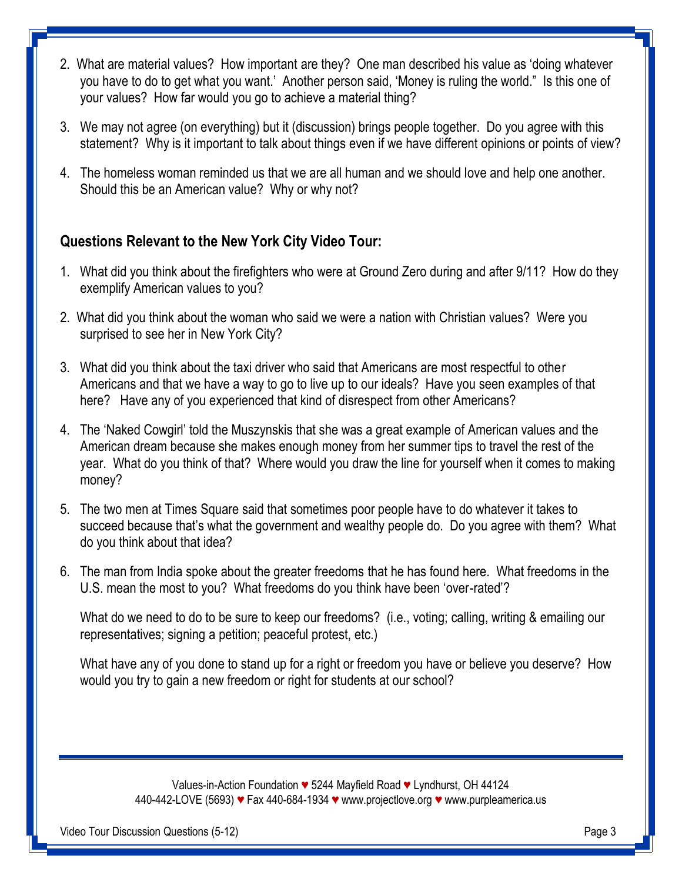2. What are material values? How important are they? One man described his value as 'doing whatever you have to do to get what you want.' Another person said, 'Money is ruling the world." Is this one of your values? How far would you go to achieve a material thing?

3. We may not agree (on everything) but it (discussion) brings people together. Do you agree with this statement? Why is it important to talk about things even if we have different opinions or points of view?

4. The homeless woman reminded us that we are all human and we should love and help one another. Should this be an American value? Why or why not?

**Questions Relevant to the New York City Video Tour:**

1. What did you think about the firefighters who were at Ground Zero during and after 9/11? How do they exemplify American values to you?

2. What did you think about the woman who said we were a nation with Christian values? Were you surprised to see her in New York City?

3. What did you think about the taxi driver who said that Americans are most respectful to other Americans and that we have a way to go to live up to our ideals? Have you seen examples of that here? Have any of you experienced that kind of disrespect from other Americans?

4. The 'Naked Cowgirl' told the Muszynskis that she was a great example of American values and the American dream because she makes enough money from her summer tips to travel the rest of the year. What do you think of that? Where would you draw the line for yourself when it comes to making money?

5. The two men at Times Square said that sometimes poor people have to do whatever it takes to succeed because that's what the government and wealthy people do. Do you agree with them? What do you think about that idea?

6. The man from India spoke about the greater freedoms that he has found here. What freedoms in the U.S. mean the most to you? What freedoms do you think have been 'over-rated'?

   What do we need to do to be sure to keep our freedoms? (i.e., voting; calling, writing & emailing our representatives; signing a petition; peaceful protest, etc.)

   What have any of you done to stand up for a right or freedom you have or believe you deserve? How would you try to gain a new freedom or right for students at our school?

Values-in-Action Foundation ♥ 5244 Mayfield Road ♥ Lyndhurst, OH 44124
440-442-LOVE (5693) ♥ Fax 440-684-1934 ♥ www.projectlove.org ♥ www.purpleamerica.us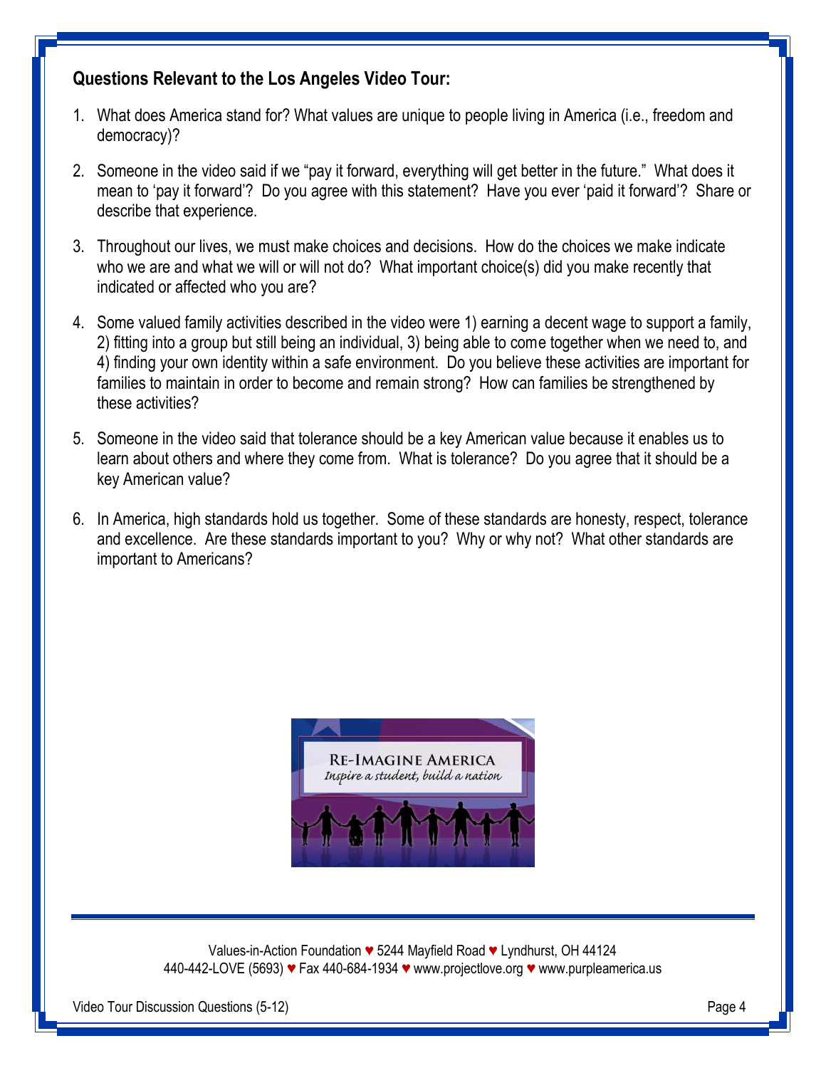**Questions Relevant to the Los Angeles Video Tour:**

1. What does America stand for? What values are unique to people living in America (i.e., freedom and democracy)?

2. Someone in the video said if we "pay it forward, everything will get better in the future." What does it mean to 'pay it forward'? Do you agree with this statement? Have you ever 'paid it forward'? Share or describe that experience.

3. Throughout our lives, we must make choices and decisions. How do the choices we make indicate who we are and what we will or will not do? What important choice(s) did you make recently that indicated or affected who you are?

4. Some valued family activities described in the video were 1) earning a decent wage to support a family, 2) fitting into a group but still being an individual, 3) being able to come together when we need to, and 4) finding your own identity within a safe environment. Do you believe these activities are important for families to maintain in order to become and remain strong? How can families be strengthened by these activities?

5. Someone in the video said that tolerance should be a key American value because it enables us to learn about others and where they come from. What is tolerance? Do you agree that it should be a key American value?

6. In America, high standards hold us together. Some of these standards are honesty, respect, tolerance and excellence. Are these standards important to you? Why or why not? What other standards are important to Americans?

RE-IMAGINE AMERICA
*Inspire a student, build a nation*

Values-in-Action Foundation ♥ 5244 Mayfield Road ♥ Lyndhurst, OH 44124
440-442-LOVE (5693) ♥ Fax 440-684-1934 ♥ www.projectlove.org ♥ www.purpleamerica.us